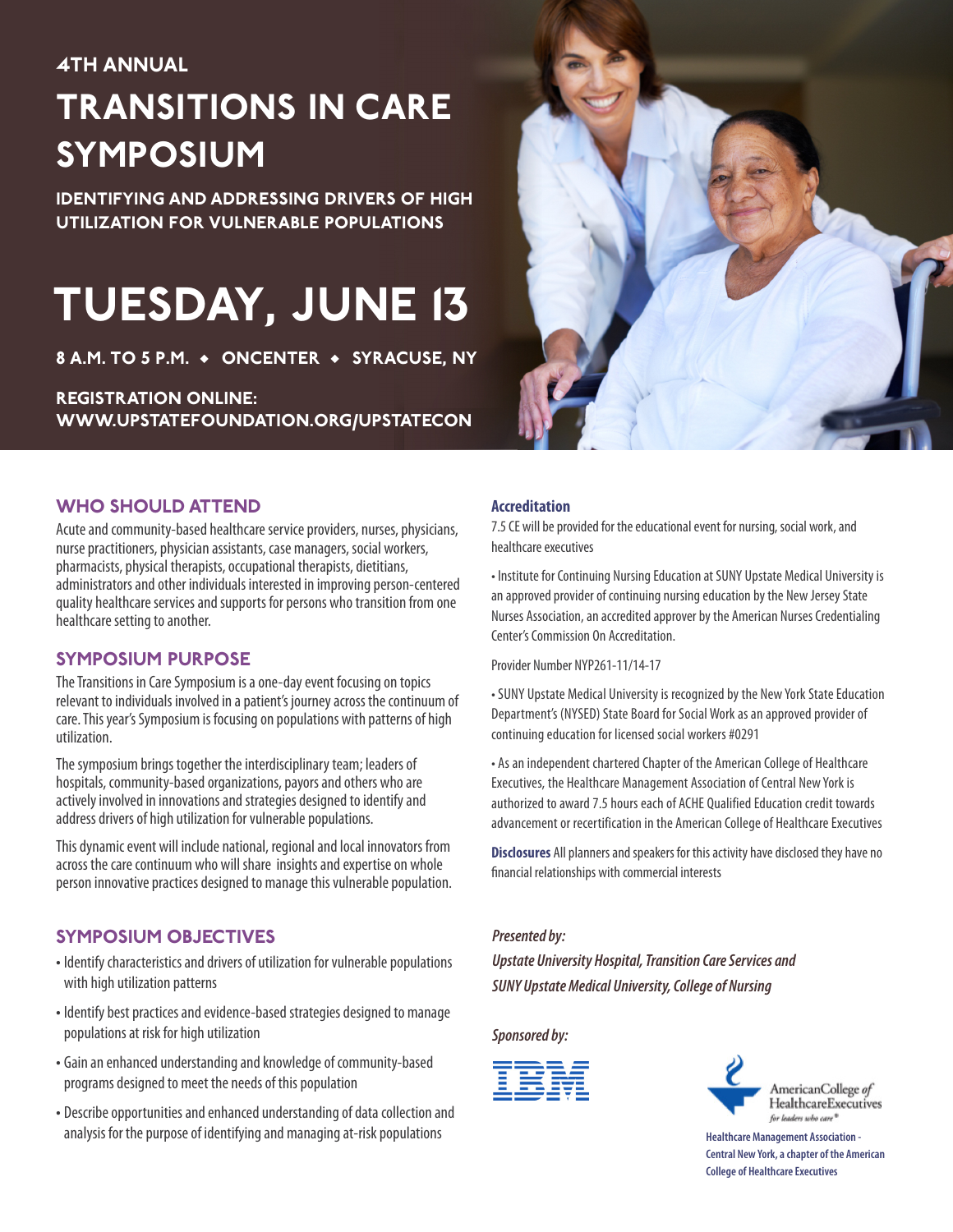4TH ANNUAL

# TRANSITIONS IN CARE SYMPOSIUM

**IDENTIFYING AND ADDRESSING DRIVERS OF HIGH UTILIZATION FOR VULNERABLE POPULATIONS**

# TUESDAY, JUNE 13

**8 A.M. TO 5 P.M. ◆ ONCENTER ◆ SYRACUSE, NY**

**REGISTRATION ONLINE: WWW.UPSTATEFOUNDATION.ORG/UPSTATECON**

## WHO SHOULD ATTEND

Acute and community-based healthcare service providers, nurses, physicians, nurse practitioners, physician assistants, case managers, social workers, pharmacists, physical therapists, occupational therapists, dietitians, administrators and other individuals interested in improving person-centered quality healthcare services and supports for persons who transition from one healthcare setting to another.

## SYMPOSIUM PURPOSE

The Transitions in Care Symposium is a one-day event focusing on topics relevant to individuals involved in a patient's journey across the continuum of care. This year's Symposium is focusing on populations with patterns of high utilization.

The symposium brings together the interdisciplinary team; leaders of hospitals, community-based organizations, payors and others who are actively involved in innovations and strategies designed to identify and address drivers of high utilization for vulnerable populations.

This dynamic event will include national, regional and local innovators from across the care continuum who will share insights and expertise on whole person innovative practices designed to manage this vulnerable population.

## SYMPOSIUM OBJECTIVES

- Identify characteristics and drivers of utilization for vulnerable populations with high utilization patterns
- Identify best practices and evidence-based strategies designed to manage populations at risk for high utilization
- Gain an enhanced understanding and knowledge of community-based programs designed to meet the needs of this population
- Describe opportunities and enhanced understanding of data collection and analysis for the purpose of identifying and managing at-risk populations

### Accreditation

7.5 CE will be provided for the educational event for nursing, social work, and healthcare executives

- Institute for Continuing Nursing Education at SUNY Upstate Medical University is an approved provider of continuing nursing education by the New Jersey State Nurses Association, an accredited approver by the American Nurses Credentialing Center's Commission On Accreditation.

Provider Number NYP261-11/14-17

- SUNY Upstate Medical University is recognized by the New York State Education Department's (NYSED) State Board for Social Work as an approved provider of continuing education for licensed social workers #0291
- As an independent chartered Chapter of the American College of Healthcare Executives, the Healthcare Management Association of Central New York is authorized to award 7.5 hours each of ACHE Qualified Education credit towards advancement or recertification in the American College of Healthcare Executives

**Disclosures** All planners and speakers for this activity have disclosed they have no financial relationships with commercial interests

*Presented by:*

*Upstate University Hospital, Transition Care Services and SUNY Upstate Medical University, College of Nursing*

*Sponsored by:*

IBM

American College of Healthcare Executives — for leaders who care®

Healthcare Management Association - Central New York, a chapter of the American College of Healthcare Executives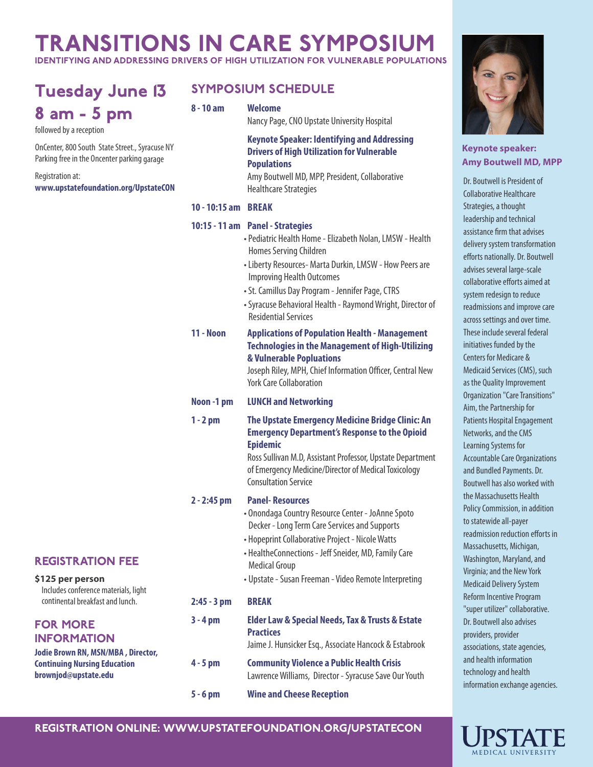# TRANSITIONS IN CARE SYMPOSIUM

**IDENTIFYING AND ADDRESSING DRIVERS OF HIGH UTILIZATION FOR VULNERABLE POPULATIONS**

## Tuesday June 13
## 8 am - 5 pm

followed by a reception

OnCenter, 800 South State Street., Syracuse NY
Parking free in the Oncenter parking garage

Registration at:
**www.upstatefoundation.org/UpstateCON**

## SYMPOSIUM SCHEDULE

**8 - 10 am**
**Welcome**
Nancy Page, CNO Upstate University Hospital

**Keynote Speaker: Identifying and Addressing Drivers of High Utilization for Vulnerable Populations**
Amy Boutwell MD, MPP, President, Collaborative Healthcare Strategies

**10 - 10:15 am** **BREAK**

**10:15 - 11 am** **Panel - Strategies**
- Pediatric Health Home - Elizabeth Nolan, LMSW - Health Homes Serving Children
- Liberty Resources- Marta Durkin, LMSW - How Peers are Improving Health Outcomes
- St. Camillus Day Program - Jennifer Page, CTRS
- Syracuse Behavioral Health - Raymond Wright, Director of Residential Services

**11 - Noon** **Applications of Population Health - Management Technologies in the Management of High-Utilizing & Vulnerable Popluations**
Joseph Riley, MPH, Chief Information Officer, Central New York Care Collaboration

**Noon -1 pm** **LUNCH and Networking**

**1 - 2 pm** **The Upstate Emergency Medicine Bridge Clinic: An Emergency Department's Response to the Opioid Epidemic**
Ross Sullivan M.D, Assistant Professor, Upstate Department of Emergency Medicine/Director of Medical Toxicology Consultation Service

**2 - 2:45 pm** **Panel- Resources**
- Onondaga Country Resource Center - JoAnne Spoto Decker - Long Term Care Services and Supports
- Hopeprint Collaborative Project - Nicole Watts
- HealtheConnections - Jeff Sneider, MD, Family Care Medical Group
- Upstate - Susan Freeman - Video Remote Interpreting

**2:45 - 3 pm** **BREAK**

**3 - 4 pm** **Elder Law & Special Needs, Tax & Trusts & Estate Practices**
Jaime J. Hunsicker Esq., Associate Hancock & Estabrook

**4 - 5 pm** **Community Violence a Public Health Crisis**
Lawrence Williams, Director - Syracuse Save Our Youth

**5 - 6 pm** **Wine and Cheese Reception**

## REGISTRATION FEE

**$125 per person**
Includes conference materials, light continental breakfast and lunch.

## FOR MORE INFORMATION

**Jodie Brown RN, MSN/MBA , Director, Continuing Nursing Education**
**brownjod@upstate.edu**

### Keynote speaker: Amy Boutwell MD, MPP

Dr. Boutwell is President of Collaborative Healthcare Strategies, a thought leadership and technical assistance firm that advises delivery system transformation efforts nationally. Dr. Boutwell advises several large-scale collaborative efforts aimed at system redesign to reduce readmissions and improve care across settings and over time. These include several federal initiatives funded by the Centers for Medicare & Medicaid Services (CMS), such as the Quality Improvement Organization "Care Transitions" Aim, the Partnership for Patients Hospital Engagement Networks, and the CMS Learning Systems for Accountable Care Organizations and Bundled Payments. Dr. Boutwell has also worked with the Massachusetts Health Policy Commission, in addition to statewide all-payer readmission reduction efforts in Massachusetts, Michigan, Washington, Maryland, and Virginia; and the New York Medicaid Delivery System Reform Incentive Program "super utilizer" collaborative. Dr. Boutwell also advises providers, provider associations, state agencies, and health information technology and health information exchange agencies.

**REGISTRATION ONLINE: WWW.UPSTATEFOUNDATION.ORG/UPSTATECON**

UPSTATE MEDICAL UNIVERSITY